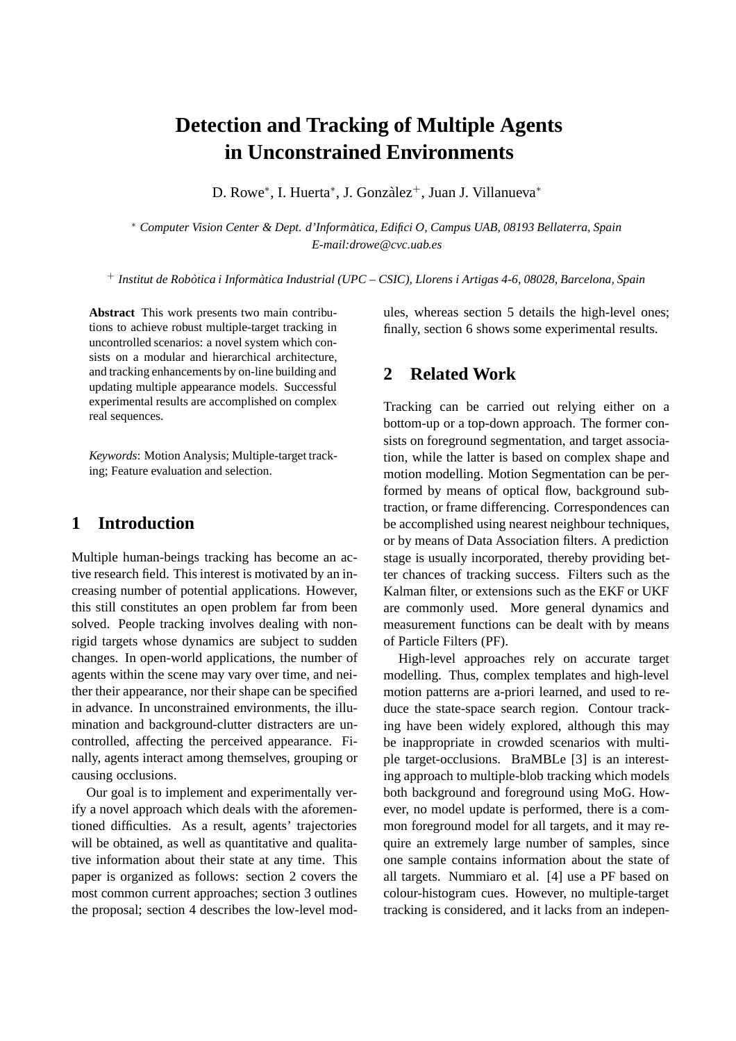# Detection and Tracking of Multiple Agents in Unconstrained Environments

D. Rowe*, I. Huerta*, J. Gonzàlez+, Juan J. Villanueva*

\* *Computer Vision Center & Dept. d'Informàtica, Edifici O, Campus UAB, 08193 Bellaterra, Spain*
*E-mail:drowe@cvc.uab.es*

\+ *Institut de Robòtica i Informàtica Industrial (UPC – CSIC), Llorens i Artigas 4-6, 08028, Barcelona, Spain*

**Abstract** This work presents two main contributions to achieve robust multiple-target tracking in uncontrolled scenarios: a novel system which consists on a modular and hierarchical architecture, and tracking enhancements by on-line building and updating multiple appearance models. Successful experimental results are accomplished on complex real sequences.

*Keywords*: Motion Analysis; Multiple-target tracking; Feature evaluation and selection.

## 1 Introduction

Multiple human-beings tracking has become an active research field. This interest is motivated by an increasing number of potential applications. However, this still constitutes an open problem far from been solved. People tracking involves dealing with non-rigid targets whose dynamics are subject to sudden changes. In open-world applications, the number of agents within the scene may vary over time, and neither their appearance, nor their shape can be specified in advance. In unconstrained environments, the illumination and background-clutter distracters are uncontrolled, affecting the perceived appearance. Finally, agents interact among themselves, grouping or causing occlusions.

Our goal is to implement and experimentally verify a novel approach which deals with the aforementioned difficulties. As a result, agents' trajectories will be obtained, as well as quantitative and qualitative information about their state at any time. This paper is organized as follows: section 2 covers the most common current approaches; section 3 outlines the proposal; section 4 describes the low-level modules, whereas section 5 details the high-level ones; finally, section 6 shows some experimental results.

## 2 Related Work

Tracking can be carried out relying either on a bottom-up or a top-down approach. The former consists on foreground segmentation, and target association, while the latter is based on complex shape and motion modelling. Motion Segmentation can be performed by means of optical flow, background subtraction, or frame differencing. Correspondences can be accomplished using nearest neighbour techniques, or by means of Data Association filters. A prediction stage is usually incorporated, thereby providing better chances of tracking success. Filters such as the Kalman filter, or extensions such as the EKF or UKF are commonly used. More general dynamics and measurement functions can be dealt with by means of Particle Filters (PF).

High-level approaches rely on accurate target modelling. Thus, complex templates and high-level motion patterns are a-priori learned, and used to reduce the state-space search region. Contour tracking have been widely explored, although this may be inappropriate in crowded scenarios with multiple target-occlusions. BraMBLe [3] is an interesting approach to multiple-blob tracking which models both background and foreground using MoG. However, no model update is performed, there is a common foreground model for all targets, and it may require an extremely large number of samples, since one sample contains information about the state of all targets. Nummiaro et al. [4] use a PF based on colour-histogram cues. However, no multiple-target tracking is considered, and it lacks from an indepen-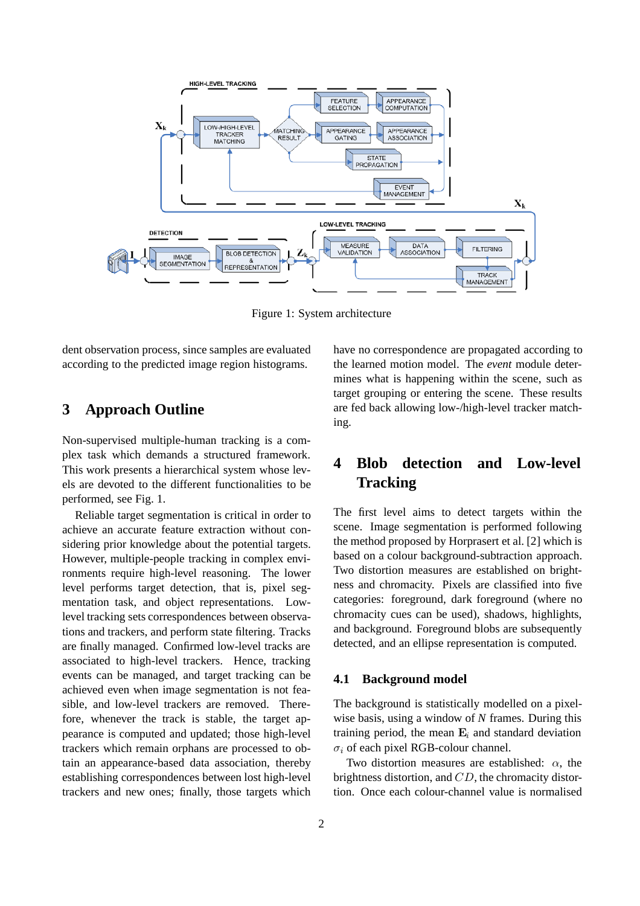Figure 1: System architecture

dent observation process, since samples are evaluated according to the predicted image region histograms.

## 3 Approach Outline

Non-supervised multiple-human tracking is a complex task which demands a structured framework. This work presents a hierarchical system whose levels are devoted to the different functionalities to be performed, see Fig. 1.

Reliable target segmentation is critical in order to achieve an accurate feature extraction without considering prior knowledge about the potential targets. However, multiple-people tracking in complex environments require high-level reasoning. The lower level performs target detection, that is, pixel segmentation task, and object representations. Low-level tracking sets correspondences between observations and trackers, and perform state filtering. Tracks are finally managed. Confirmed low-level tracks are associated to high-level trackers. Hence, tracking events can be managed, and target tracking can be achieved even when image segmentation is not feasible, and low-level trackers are removed. Therefore, whenever the track is stable, the target appearance is computed and updated; those high-level trackers which remain orphans are processed to obtain an appearance-based data association, thereby establishing correspondences between lost high-level trackers and new ones; finally, those targets which have no correspondence are propagated according to the learned motion model. The *event* module determines what is happening within the scene, such as target grouping or entering the scene. These results are fed back allowing low-/high-level tracker matching.

## 4 Blob detection and Low-level Tracking

The first level aims to detect targets within the scene. Image segmentation is performed following the method proposed by Horprasert et al. [2] which is based on a colour background-subtraction approach. Two distortion measures are established on brightness and chromacity. Pixels are classified into five categories: foreground, dark foreground (where no chromacity cues can be used), shadows, highlights, and background. Foreground blobs are subsequently detected, and an ellipse representation is computed.

### 4.1 Background model

The background is statistically modelled on a pixel-wise basis, using a window of $N$ frames. During this training period, the mean $\mathbf{E}_i$ and standard deviation $\sigma_i$ of each pixel RGB-colour channel.

Two distortion measures are established: $\alpha$, the brightness distortion, and $CD$, the chromacity distortion. Once each colour-channel value is normalised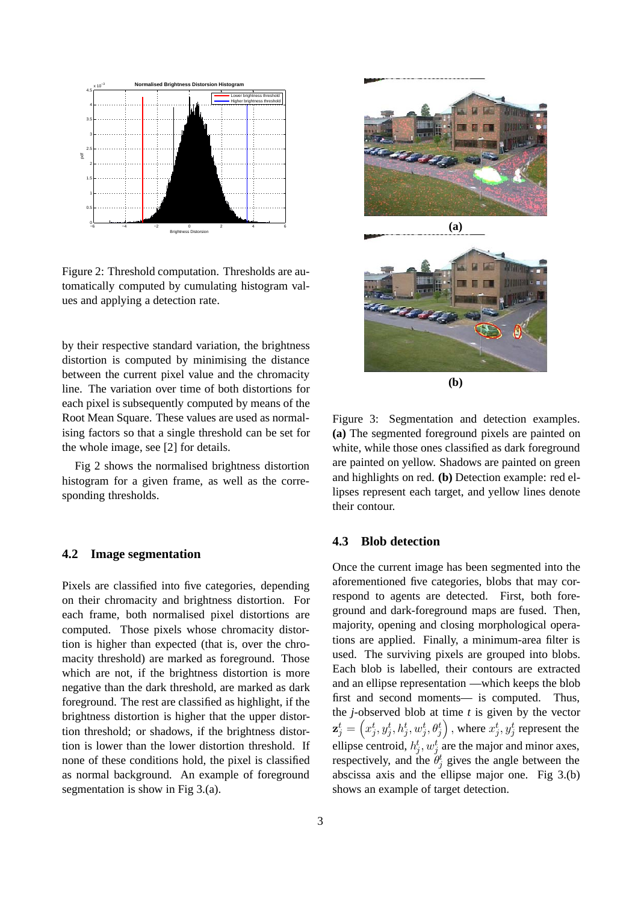Figure 2: Threshold computation. Thresholds are automatically computed by cumulating histogram values and applying a detection rate.

by their respective standard variation, the brightness distortion is computed by minimising the distance between the current pixel value and the chromacity line. The variation over time of both distortions for each pixel is subsequently computed by means of the Root Mean Square. These values are used as normalising factors so that a single threshold can be set for the whole image, see [2] for details.

Fig 2 shows the normalised brightness distortion histogram for a given frame, as well as the corresponding thresholds.

## 4.2 Image segmentation

Pixels are classified into five categories, depending on their chromacity and brightness distortion. For each frame, both normalised pixel distortions are computed. Those pixels whose chromacity distortion is higher than expected (that is, over the chromacity threshold) are marked as foreground. Those which are not, if the brightness distortion is more negative than the dark threshold, are marked as dark foreground. The rest are classified as highlight, if the brightness distortion is higher that the upper distortion threshold; or shadows, if the brightness distortion is lower than the lower distortion threshold. If none of these conditions hold, the pixel is classified as normal background. An example of foreground segmentation is show in Fig 3.(a).

**(a)**

**(b)**

Figure 3: Segmentation and detection examples. **(a)** The segmented foreground pixels are painted on white, while those ones classified as dark foreground are painted on yellow. Shadows are painted on green and highlights on red. **(b)** Detection example: red ellipses represent each target, and yellow lines denote their contour.

## 4.3 Blob detection

Once the current image has been segmented into the aforementioned five categories, blobs that may correspond to agents are detected. First, both foreground and dark-foreground maps are fused. Then, majority, opening and closing morphological operations are applied. Finally, a minimum-area filter is used. The surviving pixels are grouped into blobs. Each blob is labelled, their contours are extracted and an ellipse representation —which keeps the blob first and second moments— is computed. Thus, the *j*-observed blob at time *t* is given by the vector $\mathbf{z}_j^t = \left(x_j^t, y_j^t, h_j^t, w_j^t, \theta_j^t\right)$, where $x_j^t, y_j^t$ represent the ellipse centroid, $h_j^t, w_j^t$ are the major and minor axes, respectively, and the $\theta_j^t$ gives the angle between the abscissa axis and the ellipse major one. Fig 3.(b) shows an example of target detection.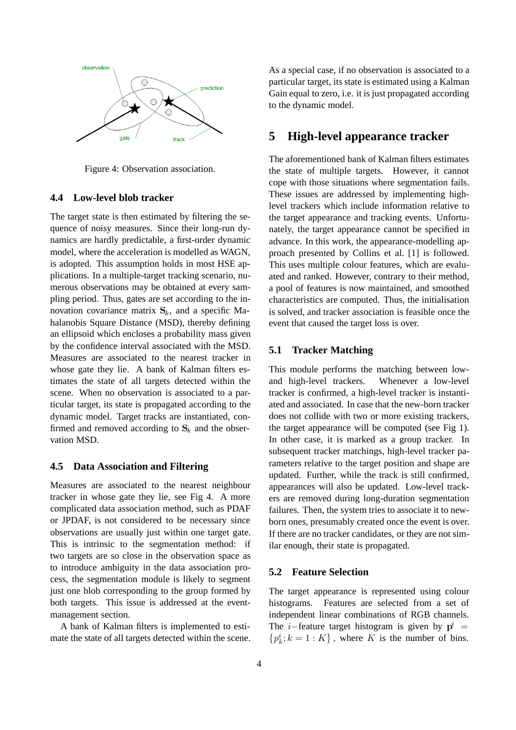Figure 4: Observation association.

### 4.4 Low-level blob tracker

The target state is then estimated by filtering the sequence of noisy measures. Since their long-run dynamics are hardly predictable, a first-order dynamic model, where the acceleration is modelled as WAGN, is adopted. This assumption holds in most HSE applications. In a multiple-target tracking scenario, numerous observations may be obtained at every sampling period. Thus, gates are set according to the innovation covariance matrix $\mathbf{S}_k$, and a specific Mahalanobis Square Distance (MSD), thereby defining an ellipsoid which encloses a probability mass given by the confidence interval associated with the MSD. Measures are associated to the nearest tracker in whose gate they lie. A bank of Kalman filters estimates the state of all targets detected within the scene. When no observation is associated to a particular target, its state is propagated according to the dynamic model. Target tracks are instantiated, confirmed and removed according to $\mathbf{S}_k$ and the observation MSD.

### 4.5 Data Association and Filtering

Measures are associated to the nearest neighbour tracker in whose gate they lie, see Fig 4. A more complicated data association method, such as PDAF or JPDAF, is not considered to be necessary since observations are usually just within one target gate. This is intrinsic to the segmentation method: if two targets are so close in the observation space as to introduce ambiguity in the data association process, the segmentation module is likely to segment just one blob corresponding to the group formed by both targets. This issue is addressed at the event-management section.

A bank of Kalman filters is implemented to estimate the state of all targets detected within the scene. As a special case, if no observation is associated to a particular target, its state is estimated using a Kalman Gain equal to zero, i.e. it is just propagated according to the dynamic model.

## 5 High-level appearance tracker

The aforementioned bank of Kalman filters estimates the state of multiple targets. However, it cannot cope with those situations where segmentation fails. These issues are addressed by implementing high-level trackers which include information relative to the target appearance and tracking events. Unfortunately, the target appearance cannot be specified in advance. In this work, the appearance-modelling approach presented by Collins et al. [1] is followed. This uses multiple colour features, which are evaluated and ranked. However, contrary to their method, a pool of features is now maintained, and smoothed characteristics are computed. Thus, the initialisation is solved, and tracker association is feasible once the event that caused the target loss is over.

### 5.1 Tracker Matching

This module performs the matching between low- and high-level trackers. Whenever a low-level tracker is confirmed, a high-level tracker is instantiated and associated. In case that the new-born tracker does not collide with two or more existing trackers, the target appearance will be computed (see Fig 1). In other case, it is marked as a group tracker. In subsequent tracker matchings, high-level tracker parameters relative to the target position and shape are updated. Further, while the track is still confirmed, appearances will also be updated. Low-level trackers are removed during long-duration segmentation failures. Then, the system tries to associate it to new-born ones, presumably created once the event is over. If there are no tracker candidates, or they are not similar enough, their state is propagated.

### 5.2 Feature Selection

The target appearance is represented using colour histograms. Features are selected from a set of independent linear combinations of RGB channels. The $i$−feature target histogram is given by $\mathbf{p}^i = \{p^i_k; k = 1 : K\}$, where $K$ is the number of bins.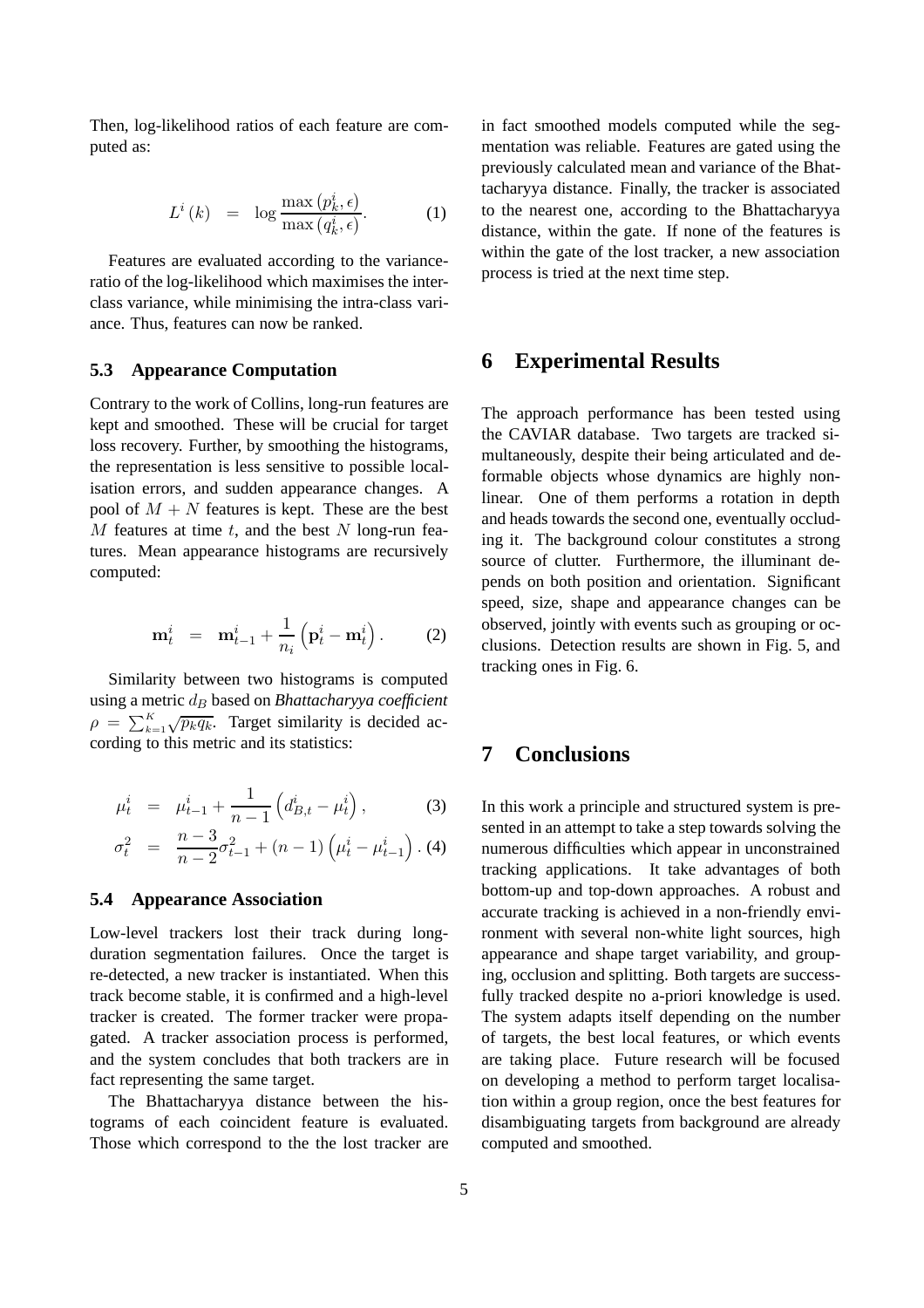Then, log-likelihood ratios of each feature are computed as:

$$L^i(k) = \log \frac{\max\left(p_k^i, \epsilon\right)}{\max\left(q_k^i, \epsilon\right)}. \quad (1)$$

Features are evaluated according to the variance-ratio of the log-likelihood which maximises the inter-class variance, while minimising the intra-class variance. Thus, features can now be ranked.

### 5.3 Appearance Computation

Contrary to the work of Collins, long-run features are kept and smoothed. These will be crucial for target loss recovery. Further, by smoothing the histograms, the representation is less sensitive to possible localisation errors, and sudden appearance changes. A pool of $M + N$ features is kept. These are the best $M$ features at time $t$, and the best $N$ long-run features. Mean appearance histograms are recursively computed:

$$\mathbf{m}_t^i = \mathbf{m}_{t-1}^i + \frac{1}{n_i}\left(\mathbf{p}_t^i - \mathbf{m}_t^i\right). \quad (2)$$

Similarity between two histograms is computed using a metric $d_B$ based on *Bhattacharyya coefficient* $\rho = \sum_{k=1}^{K} \sqrt{p_k q_k}$. Target similarity is decided according to this metric and its statistics:

$$\mu_t^i = \mu_{t-1}^i + \frac{1}{n-1}\left(d_{B,t}^i - \mu_t^i\right), \quad (3)$$

$$\sigma_t^2 = \frac{n-3}{n-2}\sigma_{t-1}^2 + (n-1)\left(\mu_t^i - \mu_{t-1}^i\right). \quad (4)$$

### 5.4 Appearance Association

Low-level trackers lost their track during long-duration segmentation failures. Once the target is re-detected, a new tracker is instantiated. When this track become stable, it is confirmed and a high-level tracker is created. The former tracker were propagated. A tracker association process is performed, and the system concludes that both trackers are in fact representing the same target.

The Bhattacharyya distance between the histograms of each coincident feature is evaluated. Those which correspond to the the lost tracker are in fact smoothed models computed while the segmentation was reliable. Features are gated using the previously calculated mean and variance of the Bhattacharyya distance. Finally, the tracker is associated to the nearest one, according to the Bhattacharyya distance, within the gate. If none of the features is within the gate of the lost tracker, a new association process is tried at the next time step.

## 6 Experimental Results

The approach performance has been tested using the CAVIAR database. Two targets are tracked simultaneously, despite their being articulated and deformable objects whose dynamics are highly non-linear. One of them performs a rotation in depth and heads towards the second one, eventually occluding it. The background colour constitutes a strong source of clutter. Furthermore, the illuminant depends on both position and orientation. Significant speed, size, shape and appearance changes can be observed, jointly with events such as grouping or occlusions. Detection results are shown in Fig. 5, and tracking ones in Fig. 6.

## 7 Conclusions

In this work a principle and structured system is presented in an attempt to take a step towards solving the numerous difficulties which appear in unconstrained tracking applications. It take advantages of both bottom-up and top-down approaches. A robust and accurate tracking is achieved in a non-friendly environment with several non-white light sources, high appearance and shape target variability, and grouping, occlusion and splitting. Both targets are successfully tracked despite no a-priori knowledge is used. The system adapts itself depending on the number of targets, the best local features, or which events are taking place. Future research will be focused on developing a method to perform target localisation within a group region, once the best features for disambiguating targets from background are already computed and smoothed.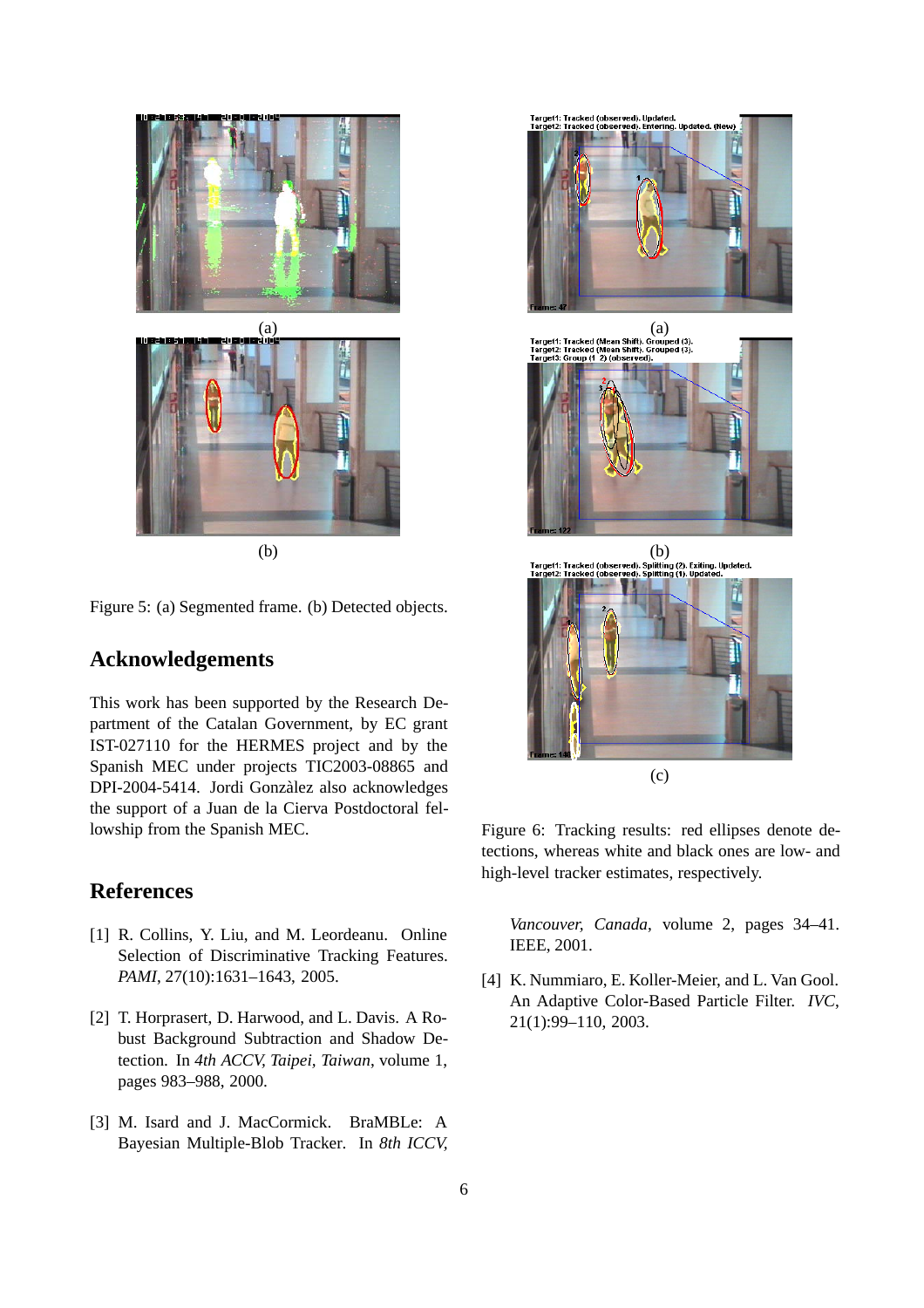(a)

(b)

Figure 5: (a) Segmented frame. (b) Detected objects.

(a)

(b)

(c)

Figure 6: Tracking results: red ellipses denote detections, whereas white and black ones are low- and high-level tracker estimates, respectively.

## Acknowledgements

This work has been supported by the Research Department of the Catalan Government, by EC grant IST-027110 for the HERMES project and by the Spanish MEC under projects TIC2003-08865 and DPI-2004-5414. Jordi Gonzàlez also acknowledges the support of a Juan de la Cierva Postdoctoral fellowship from the Spanish MEC.

## References

[1] R. Collins, Y. Liu, and M. Leordeanu. Online Selection of Discriminative Tracking Features. *PAMI*, 27(10):1631–1643, 2005.

[2] T. Horprasert, D. Harwood, and L. Davis. A Robust Background Subtraction and Shadow Detection. In *4th ACCV, Taipei, Taiwan*, volume 1, pages 983–988, 2000.

[3] M. Isard and J. MacCormick. BraMBLe: A Bayesian Multiple-Blob Tracker. In *8th ICCV, Vancouver, Canada*, volume 2, pages 34–41. IEEE, 2001.

[4] K. Nummiaro, E. Koller-Meier, and L. Van Gool. An Adaptive Color-Based Particle Filter. *IVC*, 21(1):99–110, 2003.